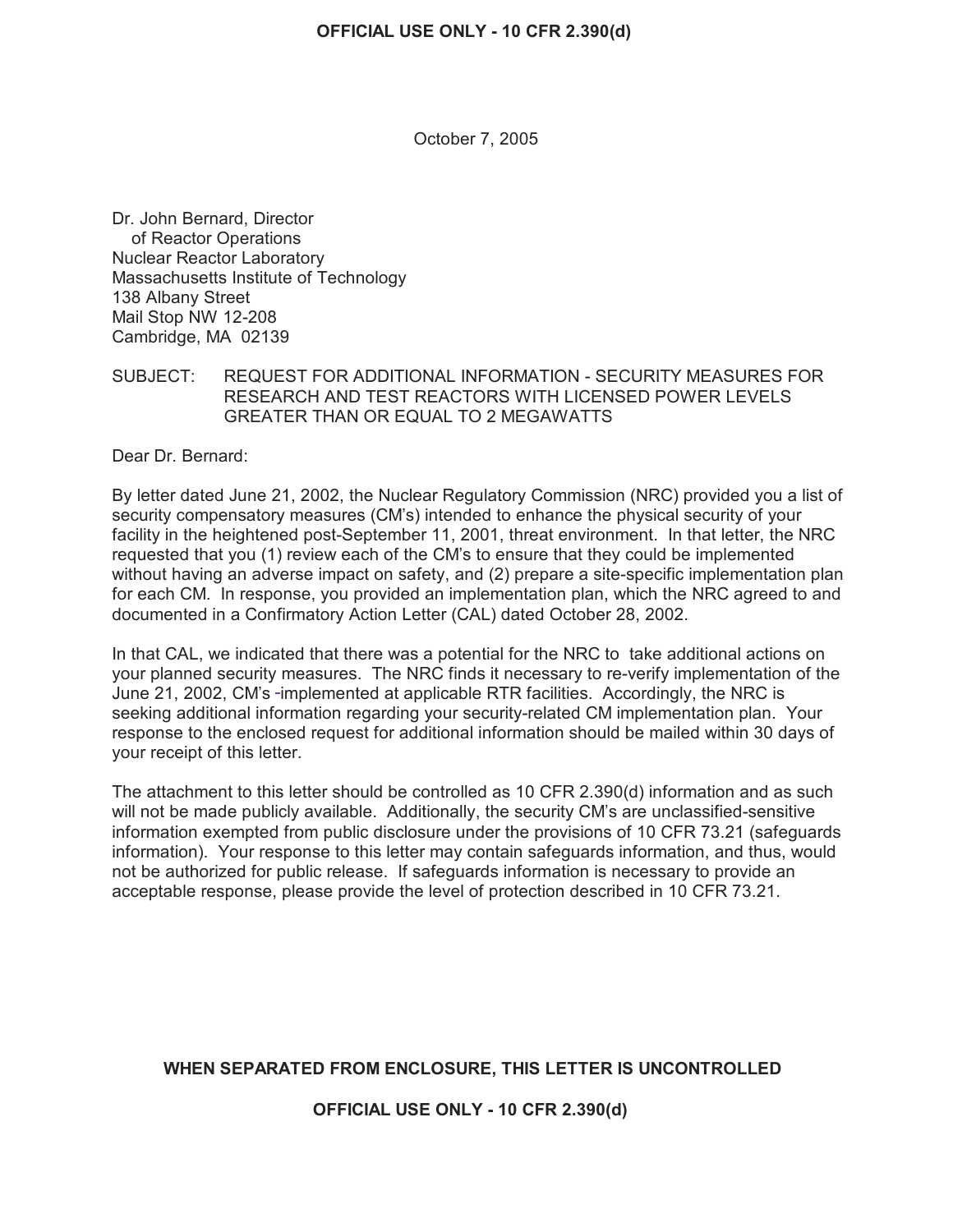October 7, 2005

Dr. John Bernard, Director
of Reactor Operations
Nuclear Reactor Laboratory
Massachusetts Institute of Technology
138 Albany Street
Mail Stop NW 12-208
Cambridge, MA 02139

SUBJECT: REQUEST FOR ADDITIONAL INFORMATION - SECURITY MEASURES FOR RESEARCH AND TEST REACTORS WITH LICENSED POWER LEVELS GREATER THAN OR EQUAL TO 2 MEGAWATTS

Dear Dr. Bernard:

By letter dated June 21, 2002, the Nuclear Regulatory Commission (NRC) provided you a list of security compensatory measures (CM's) intended to enhance the physical security of your facility in the heightened post-September 11, 2001, threat environment. In that letter, the NRC requested that you (1) review each of the CM's to ensure that they could be implemented without having an adverse impact on safety, and (2) prepare a site-specific implementation plan for each CM. In response, you provided an implementation plan, which the NRC agreed to and documented in a Confirmatory Action Letter (CAL) dated October 28, 2002.

In that CAL, we indicated that there was a potential for the NRC to take additional actions on your planned security measures. The NRC finds it necessary to re-verify implementation of the June 21, 2002, CM's -implemented at applicable RTR facilities. Accordingly, the NRC is seeking additional information regarding your security-related CM implementation plan. Your response to the enclosed request for additional information should be mailed within 30 days of your receipt of this letter.

The attachment to this letter should be controlled as 10 CFR 2.390(d) information and as such will not be made publicly available. Additionally, the security CM's are unclassified-sensitive information exempted from public disclosure under the provisions of 10 CFR 73.21 (safeguards information). Your response to this letter may contain safeguards information, and thus, would not be authorized for public release. If safeguards information is necessary to provide an acceptable response, please provide the level of protection described in 10 CFR 73.21.

**WHEN SEPARATED FROM ENCLOSURE, THIS LETTER IS UNCONTROLLED**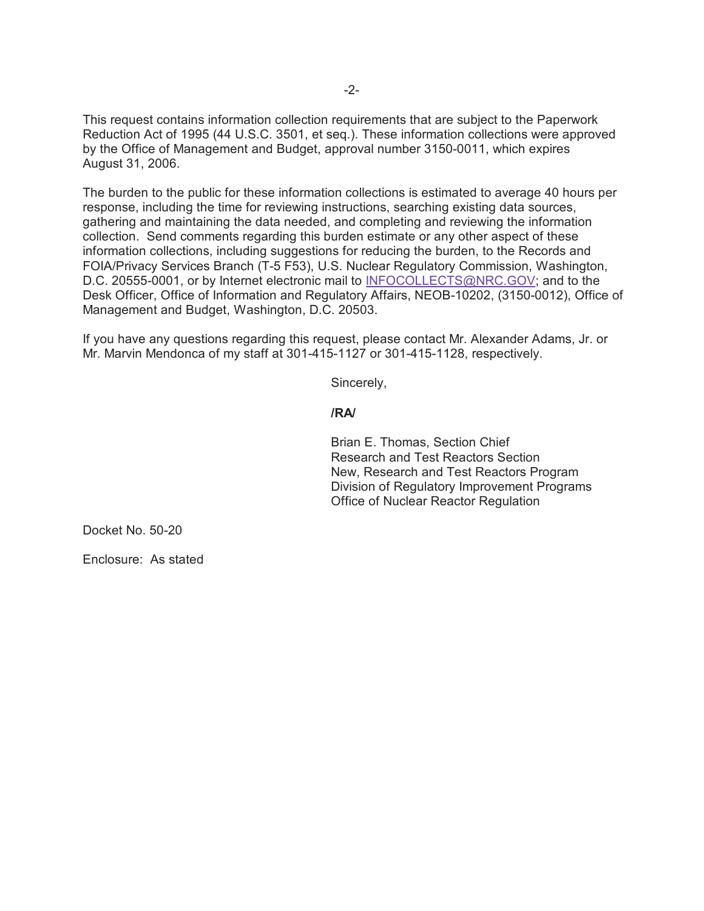This request contains information collection requirements that are subject to the Paperwork Reduction Act of 1995 (44 U.S.C. 3501, et seq.). These information collections were approved by the Office of Management and Budget, approval number 3150-0011, which expires August 31, 2006.

The burden to the public for these information collections is estimated to average 40 hours per response, including the time for reviewing instructions, searching existing data sources, gathering and maintaining the data needed, and completing and reviewing the information collection. Send comments regarding this burden estimate or any other aspect of these information collections, including suggestions for reducing the burden, to the Records and FOIA/Privacy Services Branch (T-5 F53), U.S. Nuclear Regulatory Commission, Washington, D.C. 20555-0001, or by Internet electronic mail to INFOCOLLECTS@NRC.GOV; and to the Desk Officer, Office of Information and Regulatory Affairs, NEOB-10202, (3150-0012), Office of Management and Budget, Washington, D.C. 20503.

If you have any questions regarding this request, please contact Mr. Alexander Adams, Jr. or Mr. Marvin Mendonca of my staff at 301-415-1127 or 301-415-1128, respectively.

Sincerely,

**/RA/**

Brian E. Thomas, Section Chief
Research and Test Reactors Section
New, Research and Test Reactors Program
Division of Regulatory Improvement Programs
Office of Nuclear Reactor Regulation

Docket No. 50-20

Enclosure: As stated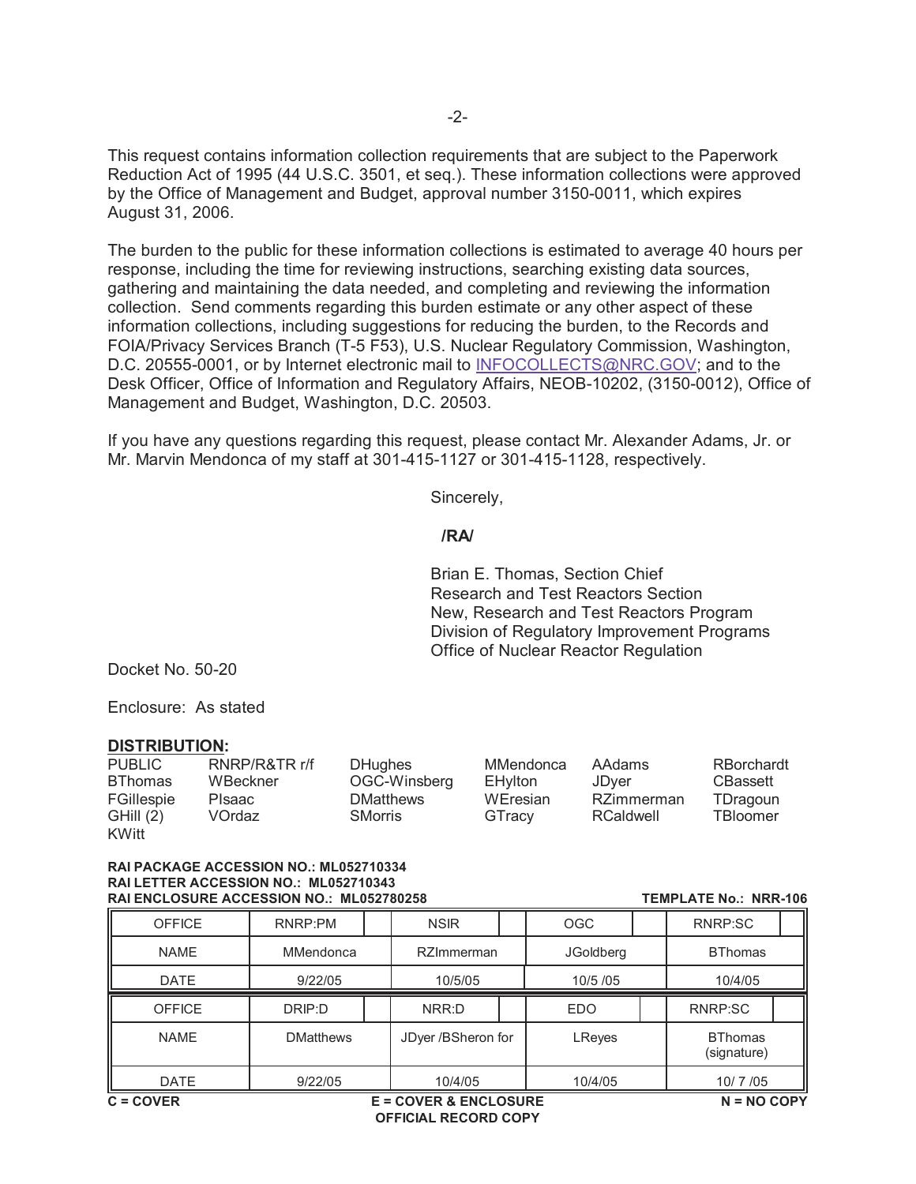This request contains information collection requirements that are subject to the Paperwork Reduction Act of 1995 (44 U.S.C. 3501, et seq.). These information collections were approved by the Office of Management and Budget, approval number 3150-0011, which expires August 31, 2006.

The burden to the public for these information collections is estimated to average 40 hours per response, including the time for reviewing instructions, searching existing data sources, gathering and maintaining the data needed, and completing and reviewing the information collection. Send comments regarding this burden estimate or any other aspect of these information collections, including suggestions for reducing the burden, to the Records and FOIA/Privacy Services Branch (T-5 F53), U.S. Nuclear Regulatory Commission, Washington, D.C. 20555-0001, or by Internet electronic mail to INFOCOLLECTS@NRC.GOV; and to the Desk Officer, Office of Information and Regulatory Affairs, NEOB-10202, (3150-0012), Office of Management and Budget, Washington, D.C. 20503.

If you have any questions regarding this request, please contact Mr. Alexander Adams, Jr. or Mr. Marvin Mendonca of my staff at 301-415-1127 or 301-415-1128, respectively.

Sincerely,

**/RA/**

Brian E. Thomas, Section Chief
Research and Test Reactors Section
New, Research and Test Reactors Program
Division of Regulatory Improvement Programs
Office of Nuclear Reactor Regulation

Docket No. 50-20

Enclosure: As stated

**DISTRIBUTION:**

| | | | | | |
|---|---|---|---|---|---|
| PUBLIC | RNRP/R&TR r/f | DHughes | MMendonca | AAdams | RBorchardt |
| BThomas | WBeckner | OGC-Winsberg | EHylton | JDyer | CBassett |
| FGillespie | PIsaac | DMatthews | WEresian | RZimmerman | TDragoun |
| GHill (2) | VOrdaz | SMorris | GTracy | RCaldwell | TBloomer |
| KWitt | | | | | |

**RAI PACKAGE ACCESSION NO.: ML052710334**
**RAI LETTER ACCESSION NO.: ML052710343**
**RAI ENCLOSURE ACCESSION NO.: ML052780258** **TEMPLATE No.: NRR-106**

| OFFICE | RNRP:PM | NSIR | OGC | RNRP:SC |
|---|---|---|---|---|
| NAME | MMendonca | RZImmerman | JGoldberg | BThomas |
| DATE | 9/22/05 | 10/5/05 | 10/5 /05 | 10/4/05 |
| OFFICE | DRIP:D | NRR:D | EDO | RNRP:SC |
| NAME | DMatthews | JDyer /BSheron for | LReyes | BThomas (signature) |
| DATE | 9/22/05 | 10/4/05 | 10/4/05 | 10/ 7 /05 |

**C = COVER** **E = COVER & ENCLOSURE** **N = NO COPY**

**OFFICIAL RECORD COPY**